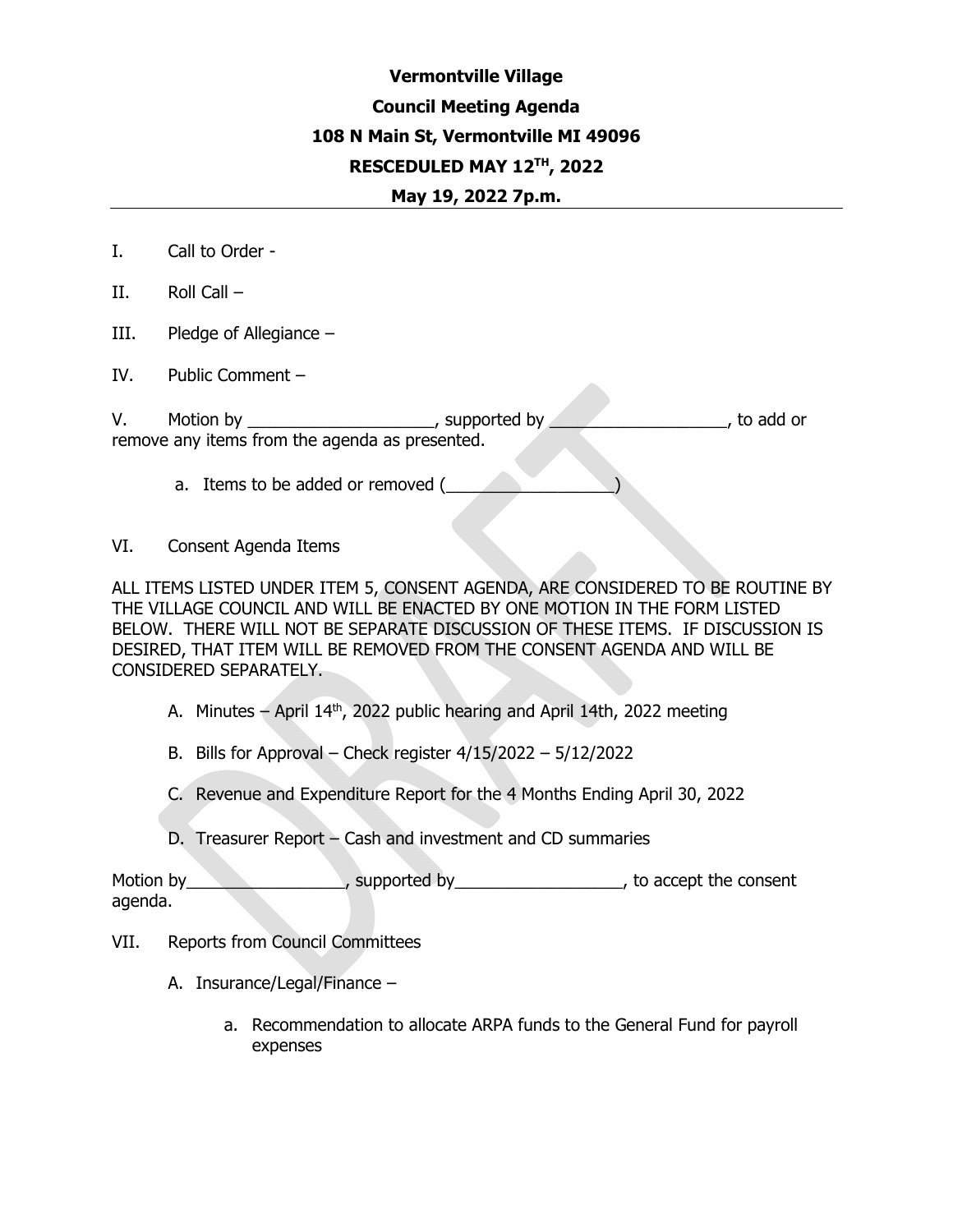**Vermontville Village**

**Council Meeting Agenda**

**108 N Main St, Vermontville MI 49096**

**RESCEDULED MAY 12TH, 2022**

**May 19, 2022 7p.m.**

---

I. Call to Order -

II. Roll Call –

III. Pledge of Allegiance –

IV. Public Comment –

V. Motion by ____________________, supported by ___________________, to add or remove any items from the agenda as presented.

  a. Items to be added or removed (__________________)

VI. Consent Agenda Items

ALL ITEMS LISTED UNDER ITEM 5, CONSENT AGENDA, ARE CONSIDERED TO BE ROUTINE BY THE VILLAGE COUNCIL AND WILL BE ENACTED BY ONE MOTION IN THE FORM LISTED BELOW. THERE WILL NOT BE SEPARATE DISCUSSION OF THESE ITEMS. IF DISCUSSION IS DESIRED, THAT ITEM WILL BE REMOVED FROM THE CONSENT AGENDA AND WILL BE CONSIDERED SEPARATELY.

  A. Minutes – April 14th, 2022 public hearing and April 14th, 2022 meeting

  B. Bills for Approval – Check register 4/15/2022 – 5/12/2022

  C. Revenue and Expenditure Report for the 4 Months Ending April 30, 2022

  D. Treasurer Report – Cash and investment and CD summaries

Motion by_________________, supported by__________________, to accept the consent agenda.

VII. Reports from Council Committees

  A. Insurance/Legal/Finance –

    a. Recommendation to allocate ARPA funds to the General Fund for payroll expenses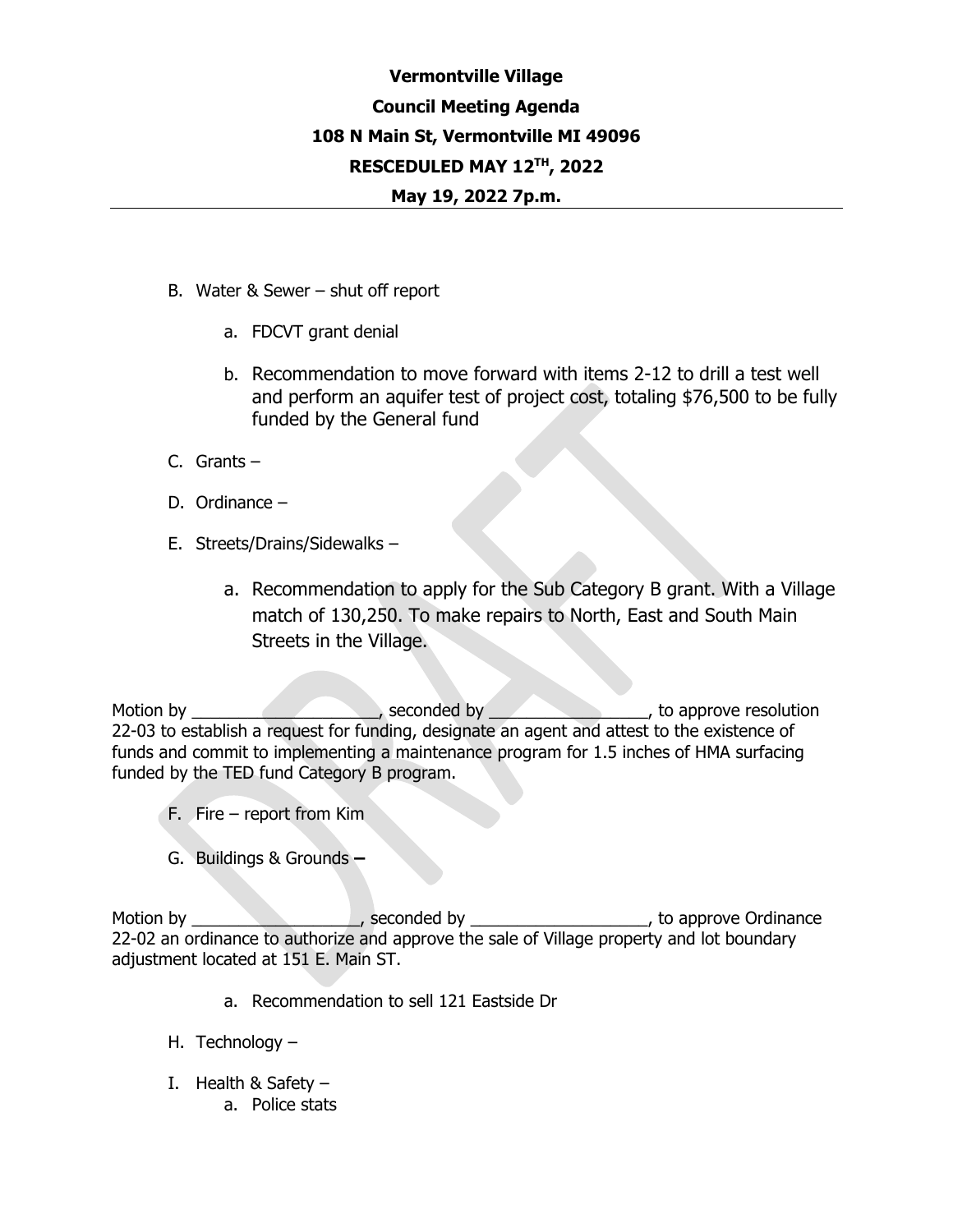**Vermontville Village**

**Council Meeting Agenda**

**108 N Main St, Vermontville MI 49096**

**RESCEDULED MAY 12TH, 2022**

**May 19, 2022 7p.m.**

---

B. Water & Sewer – shut off report

   a. FDCVT grant denial

   b. Recommendation to move forward with items 2-12 to drill a test well and perform an aquifer test of project cost, totaling $76,500 to be fully funded by the General fund

C. Grants –

D. Ordinance –

E. Streets/Drains/Sidewalks –

   a. Recommendation to apply for the Sub Category B grant. With a Village match of 130,250. To make repairs to North, East and South Main Streets in the Village.

Motion by ____________________, seconded by _________________, to approve resolution 22-03 to establish a request for funding, designate an agent and attest to the existence of funds and commit to implementing a maintenance program for 1.5 inches of HMA surfacing funded by the TED fund Category B program.

F. Fire – report from Kim

G. Buildings & Grounds **–**

Motion by __________________, seconded by ___________________, to approve Ordinance 22-02 an ordinance to authorize and approve the sale of Village property and lot boundary adjustment located at 151 E. Main ST.

   a. Recommendation to sell 121 Eastside Dr

H. Technology –

I. Health & Safety –

   a. Police stats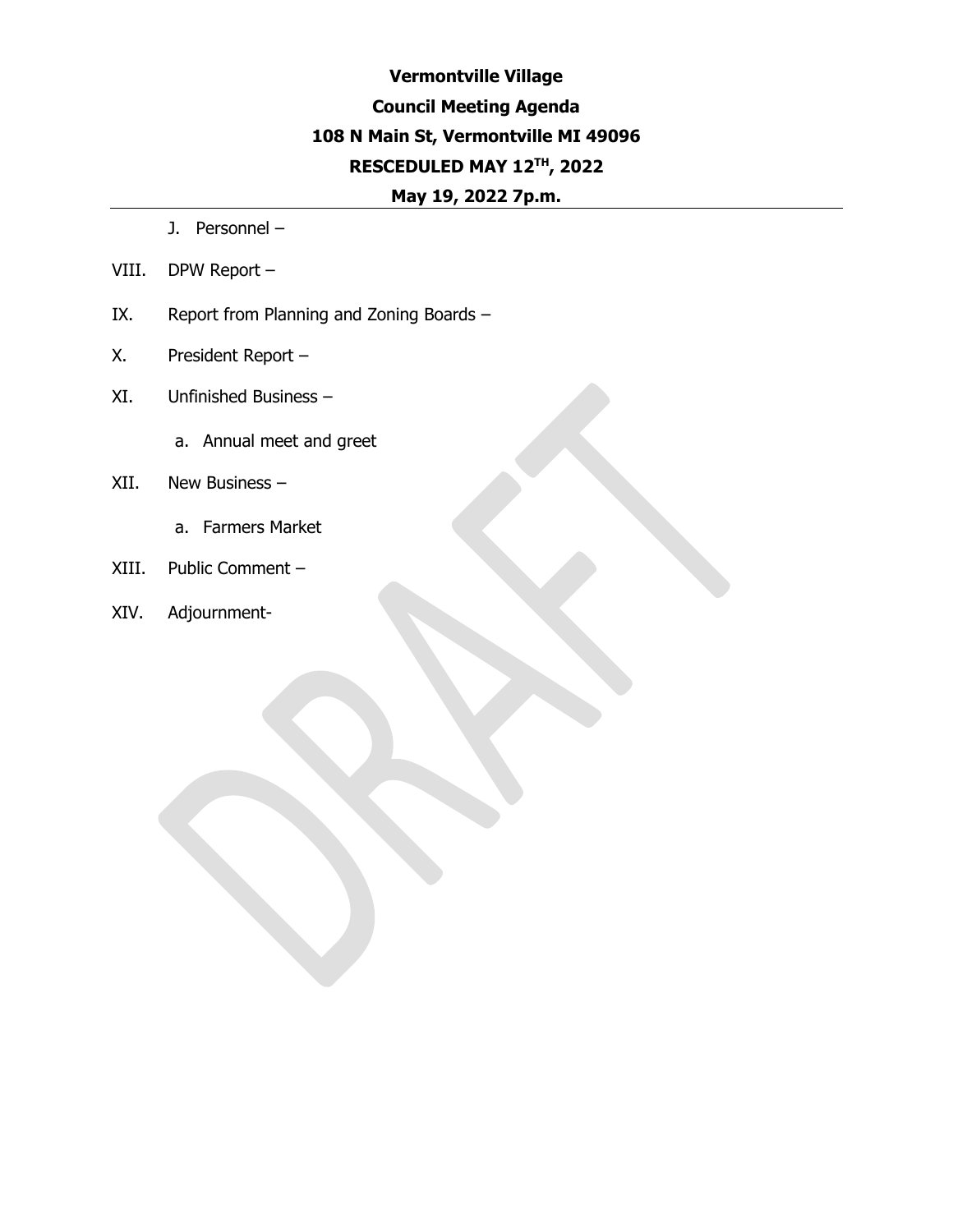J. Personnel –

VIII. DPW Report –

IX. Report from Planning and Zoning Boards –

X. President Report –

XI. Unfinished Business –

a. Annual meet and greet

XII. New Business –

a. Farmers Market

XIII. Public Comment –

XIV. Adjournment-